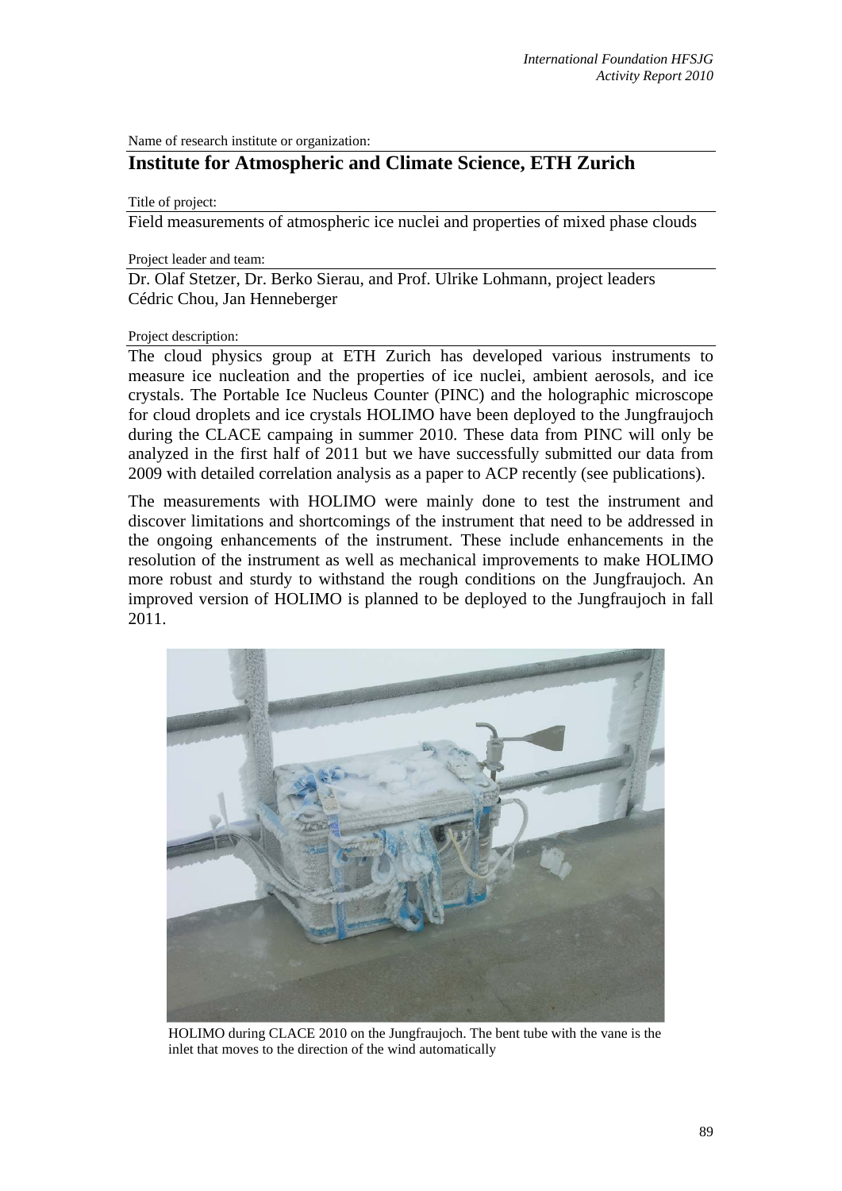Name of research institute or organization:

## Institute for Atmospheric and Climate Science, ETH Zurich

Title of project:

Field measurements of atmospheric ice nuclei and properties of mixed phase clouds

Project leader and team:

Dr. Olaf Stetzer, Dr. Berko Sierau, and Prof. Ulrike Lohmann, project leaders
Cédric Chou, Jan Henneberger

Project description:

The cloud physics group at ETH Zurich has developed various instruments to measure ice nucleation and the properties of ice nuclei, ambient aerosols, and ice crystals. The Portable Ice Nucleus Counter (PINC) and the holographic microscope for cloud droplets and ice crystals HOLIMO have been deployed to the Jungfraujoch during the CLACE campaing in summer 2010. These data from PINC will only be analyzed in the first half of 2011 but we have successfully submitted our data from 2009 with detailed correlation analysis as a paper to ACP recently (see publications).

The measurements with HOLIMO were mainly done to test the instrument and discover limitations and shortcomings of the instrument that need to be addressed in the ongoing enhancements of the instrument. These include enhancements in the resolution of the instrument as well as mechanical improvements to make HOLIMO more robust and sturdy to withstand the rough conditions on the Jungfraujoch. An improved version of HOLIMO is planned to be deployed to the Jungfraujoch in fall 2011.

HOLIMO during CLACE 2010 on the Jungfraujoch. The bent tube with the vane is the inlet that moves to the direction of the wind automatically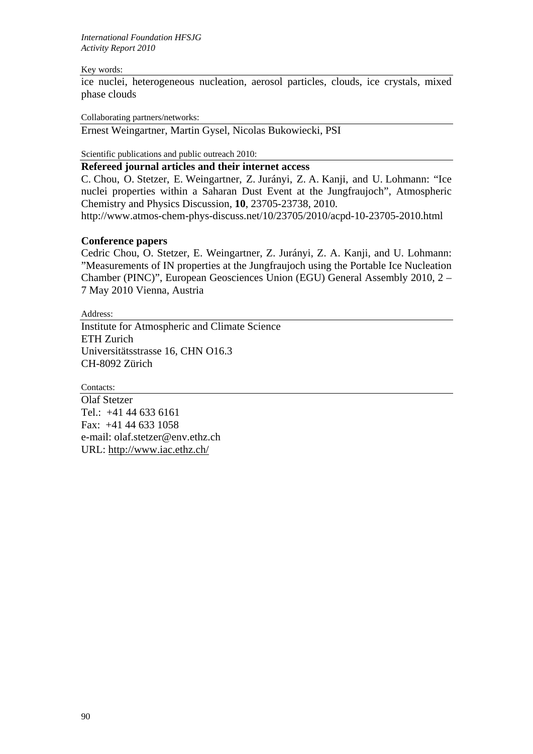Key words:

ice nuclei, heterogeneous nucleation, aerosol particles, clouds, ice crystals, mixed phase clouds

Collaborating partners/networks:

Ernest Weingartner, Martin Gysel, Nicolas Bukowiecki, PSI

Scientific publications and public outreach 2010:

**Refereed journal articles and their internet access**

C. Chou, O. Stetzer, E. Weingartner, Z. Jurányi, Z. A. Kanji, and U. Lohmann: "Ice nuclei properties within a Saharan Dust Event at the Jungfraujoch", Atmospheric Chemistry and Physics Discussion, **10**, 23705-23738, 2010.
http://www.atmos-chem-phys-discuss.net/10/23705/2010/acpd-10-23705-2010.html

**Conference papers**

Cedric Chou, O. Stetzer, E. Weingartner, Z. Jurányi, Z. A. Kanji, and U. Lohmann: "Measurements of IN properties at the Jungfraujoch using the Portable Ice Nucleation Chamber (PINC)", European Geosciences Union (EGU) General Assembly 2010, 2 – 7 May 2010 Vienna, Austria

Address:

Institute for Atmospheric and Climate Science
ETH Zurich
Universitätsstrasse 16, CHN O16.3
CH-8092 Zürich

Contacts:

Olaf Stetzer
Tel.: +41 44 633 6161
Fax: +41 44 633 1058
e-mail: olaf.stetzer@env.ethz.ch
URL: http://www.iac.ethz.ch/